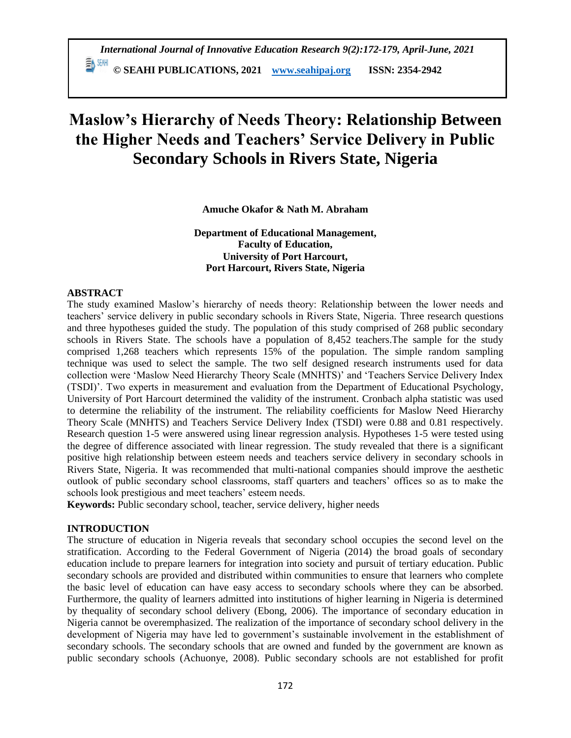# Maslow's Hierarchy of Needs Theory: Relationship Between the Higher Needs and Teachers' Service Delivery in Public Secondary Schools in Rivers State, Nigeria

**Amuche Okafor & Nath M. Abraham**

**Department of Educational Management,**
**Faculty of Education,**
**University of Port Harcourt,**
**Port Harcourt, Rivers State, Nigeria**

## ABSTRACT

The study examined Maslow's hierarchy of needs theory: Relationship between the lower needs and teachers' service delivery in public secondary schools in Rivers State, Nigeria. Three research questions and three hypotheses guided the study. The population of this study comprised of 268 public secondary schools in Rivers State. The schools have a population of 8,452 teachers.The sample for the study comprised 1,268 teachers which represents 15% of the population. The simple random sampling technique was used to select the sample. The two self designed research instruments used for data collection were 'Maslow Need Hierarchy Theory Scale (MNHTS)' and 'Teachers Service Delivery Index (TSDI)'. Two experts in measurement and evaluation from the Department of Educational Psychology, University of Port Harcourt determined the validity of the instrument. Cronbach alpha statistic was used to determine the reliability of the instrument. The reliability coefficients for Maslow Need Hierarchy Theory Scale (MNHTS) and Teachers Service Delivery Index (TSDI) were 0.88 and 0.81 respectively. Research question 1-5 were answered using linear regression analysis. Hypotheses 1-5 were tested using the degree of difference associated with linear regression. The study revealed that there is a significant positive high relationship between esteem needs and teachers service delivery in secondary schools in Rivers State, Nigeria. It was recommended that multi-national companies should improve the aesthetic outlook of public secondary school classrooms, staff quarters and teachers' offices so as to make the schools look prestigious and meet teachers' esteem needs.

**Keywords:** Public secondary school, teacher, service delivery, higher needs

## INTRODUCTION

The structure of education in Nigeria reveals that secondary school occupies the second level on the stratification. According to the Federal Government of Nigeria (2014) the broad goals of secondary education include to prepare learners for integration into society and pursuit of tertiary education. Public secondary schools are provided and distributed within communities to ensure that learners who complete the basic level of education can have easy access to secondary schools where they can be absorbed. Furthermore, the quality of learners admitted into institutions of higher learning in Nigeria is determined by thequality of secondary school delivery (Ebong, 2006). The importance of secondary education in Nigeria cannot be overemphasized. The realization of the importance of secondary school delivery in the development of Nigeria may have led to government's sustainable involvement in the establishment of secondary schools. The secondary schools that are owned and funded by the government are known as public secondary schools (Achuonye, 2008). Public secondary schools are not established for profit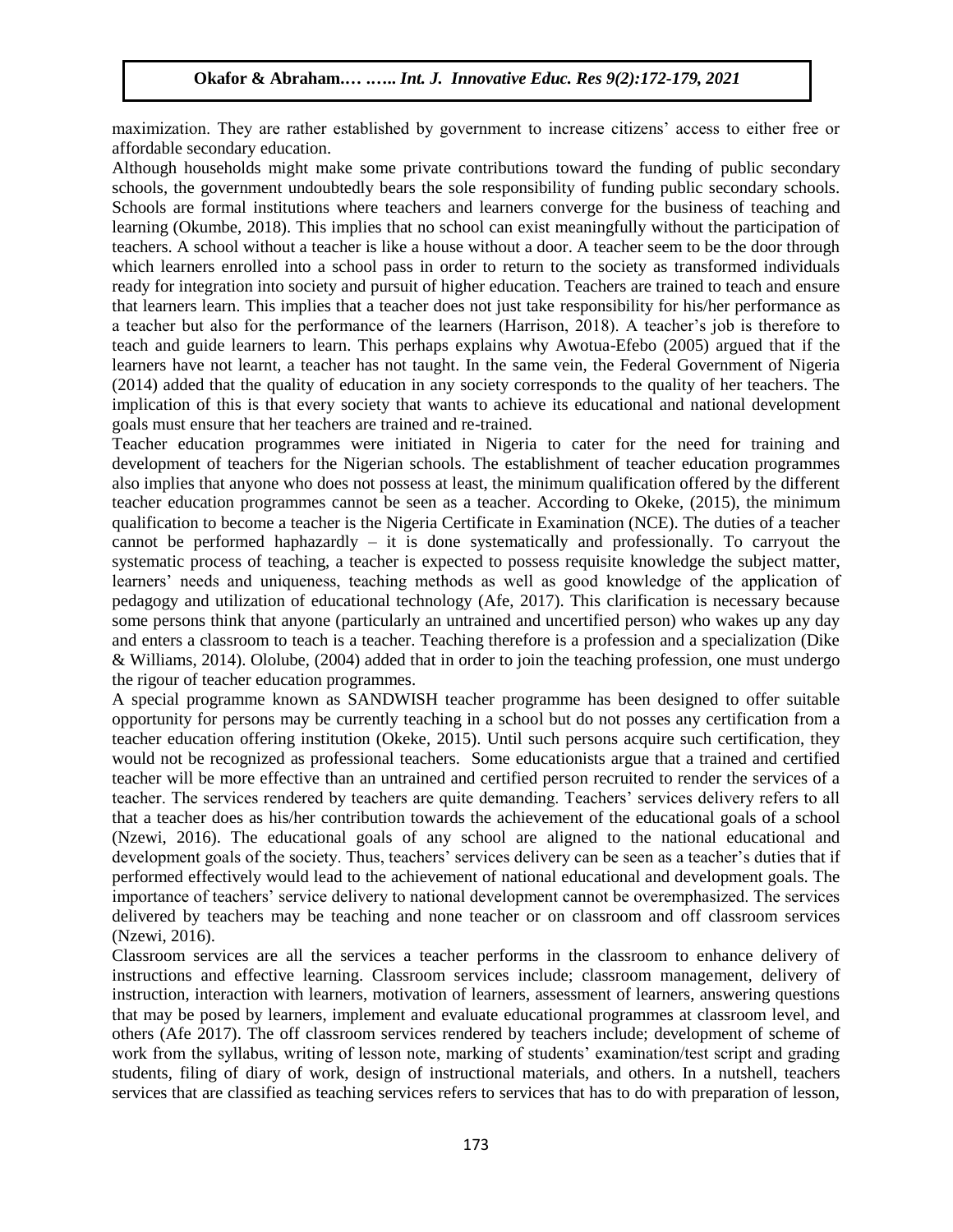maximization. They are rather established by government to increase citizens' access to either free or affordable secondary education.

Although households might make some private contributions toward the funding of public secondary schools, the government undoubtedly bears the sole responsibility of funding public secondary schools. Schools are formal institutions where teachers and learners converge for the business of teaching and learning (Okumbe, 2018). This implies that no school can exist meaningfully without the participation of teachers. A school without a teacher is like a house without a door. A teacher seem to be the door through which learners enrolled into a school pass in order to return to the society as transformed individuals ready for integration into society and pursuit of higher education. Teachers are trained to teach and ensure that learners learn. This implies that a teacher does not just take responsibility for his/her performance as a teacher but also for the performance of the learners (Harrison, 2018). A teacher's job is therefore to teach and guide learners to learn. This perhaps explains why Awotua-Efebo (2005) argued that if the learners have not learnt, a teacher has not taught. In the same vein, the Federal Government of Nigeria (2014) added that the quality of education in any society corresponds to the quality of her teachers. The implication of this is that every society that wants to achieve its educational and national development goals must ensure that her teachers are trained and re-trained.

Teacher education programmes were initiated in Nigeria to cater for the need for training and development of teachers for the Nigerian schools. The establishment of teacher education programmes also implies that anyone who does not possess at least, the minimum qualification offered by the different teacher education programmes cannot be seen as a teacher. According to Okeke, (2015), the minimum qualification to become a teacher is the Nigeria Certificate in Examination (NCE). The duties of a teacher cannot be performed haphazardly – it is done systematically and professionally. To carryout the systematic process of teaching, a teacher is expected to possess requisite knowledge the subject matter, learners' needs and uniqueness, teaching methods as well as good knowledge of the application of pedagogy and utilization of educational technology (Afe, 2017). This clarification is necessary because some persons think that anyone (particularly an untrained and uncertified person) who wakes up any day and enters a classroom to teach is a teacher. Teaching therefore is a profession and a specialization (Dike & Williams, 2014). Ololube, (2004) added that in order to join the teaching profession, one must undergo the rigour of teacher education programmes.

A special programme known as SANDWISH teacher programme has been designed to offer suitable opportunity for persons may be currently teaching in a school but do not posses any certification from a teacher education offering institution (Okeke, 2015). Until such persons acquire such certification, they would not be recognized as professional teachers. Some educationists argue that a trained and certified teacher will be more effective than an untrained and certified person recruited to render the services of a teacher. The services rendered by teachers are quite demanding. Teachers' services delivery refers to all that a teacher does as his/her contribution towards the achievement of the educational goals of a school (Nzewi, 2016). The educational goals of any school are aligned to the national educational and development goals of the society. Thus, teachers' services delivery can be seen as a teacher's duties that if performed effectively would lead to the achievement of national educational and development goals. The importance of teachers' service delivery to national development cannot be overemphasized. The services delivered by teachers may be teaching and none teacher or on classroom and off classroom services (Nzewi, 2016).

Classroom services are all the services a teacher performs in the classroom to enhance delivery of instructions and effective learning. Classroom services include; classroom management, delivery of instruction, interaction with learners, motivation of learners, assessment of learners, answering questions that may be posed by learners, implement and evaluate educational programmes at classroom level, and others (Afe 2017). The off classroom services rendered by teachers include; development of scheme of work from the syllabus, writing of lesson note, marking of students' examination/test script and grading students, filing of diary of work, design of instructional materials, and others. In a nutshell, teachers services that are classified as teaching services refers to services that has to do with preparation of lesson,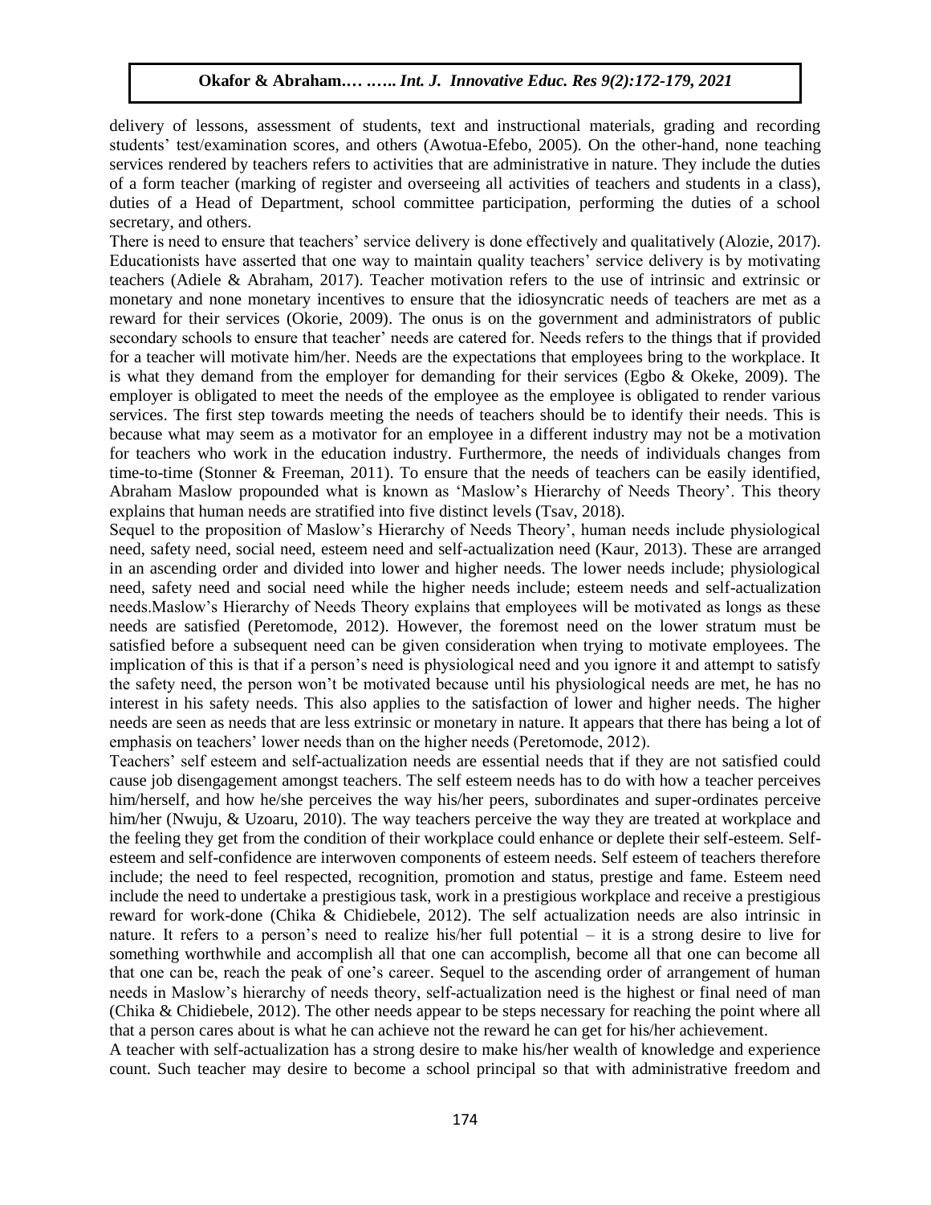delivery of lessons, assessment of students, text and instructional materials, grading and recording students' test/examination scores, and others (Awotua-Efebo, 2005). On the other-hand, none teaching services rendered by teachers refers to activities that are administrative in nature. They include the duties of a form teacher (marking of register and overseeing all activities of teachers and students in a class), duties of a Head of Department, school committee participation, performing the duties of a school secretary, and others.

There is need to ensure that teachers' service delivery is done effectively and qualitatively (Alozie, 2017). Educationists have asserted that one way to maintain quality teachers' service delivery is by motivating teachers (Adiele & Abraham, 2017). Teacher motivation refers to the use of intrinsic and extrinsic or monetary and none monetary incentives to ensure that the idiosyncratic needs of teachers are met as a reward for their services (Okorie, 2009). The onus is on the government and administrators of public secondary schools to ensure that teacher' needs are catered for. Needs refers to the things that if provided for a teacher will motivate him/her. Needs are the expectations that employees bring to the workplace. It is what they demand from the employer for demanding for their services (Egbo & Okeke, 2009). The employer is obligated to meet the needs of the employee as the employee is obligated to render various services. The first step towards meeting the needs of teachers should be to identify their needs. This is because what may seem as a motivator for an employee in a different industry may not be a motivation for teachers who work in the education industry. Furthermore, the needs of individuals changes from time-to-time (Stonner & Freeman, 2011). To ensure that the needs of teachers can be easily identified, Abraham Maslow propounded what is known as 'Maslow's Hierarchy of Needs Theory'. This theory explains that human needs are stratified into five distinct levels (Tsav, 2018).

Sequel to the proposition of Maslow's Hierarchy of Needs Theory', human needs include physiological need, safety need, social need, esteem need and self-actualization need (Kaur, 2013). These are arranged in an ascending order and divided into lower and higher needs. The lower needs include; physiological need, safety need and social need while the higher needs include; esteem needs and self-actualization needs.Maslow's Hierarchy of Needs Theory explains that employees will be motivated as longs as these needs are satisfied (Peretomode, 2012). However, the foremost need on the lower stratum must be satisfied before a subsequent need can be given consideration when trying to motivate employees. The implication of this is that if a person's need is physiological need and you ignore it and attempt to satisfy the safety need, the person won't be motivated because until his physiological needs are met, he has no interest in his safety needs. This also applies to the satisfaction of lower and higher needs. The higher needs are seen as needs that are less extrinsic or monetary in nature. It appears that there has being a lot of emphasis on teachers' lower needs than on the higher needs (Peretomode, 2012).

Teachers' self esteem and self-actualization needs are essential needs that if they are not satisfied could cause job disengagement amongst teachers. The self esteem needs has to do with how a teacher perceives him/herself, and how he/she perceives the way his/her peers, subordinates and super-ordinates perceive him/her (Nwuju, & Uzoaru, 2010). The way teachers perceive the way they are treated at workplace and the feeling they get from the condition of their workplace could enhance or deplete their self-esteem. Self-esteem and self-confidence are interwoven components of esteem needs. Self esteem of teachers therefore include; the need to feel respected, recognition, promotion and status, prestige and fame. Esteem need include the need to undertake a prestigious task, work in a prestigious workplace and receive a prestigious reward for work-done (Chika & Chidiebele, 2012). The self actualization needs are also intrinsic in nature. It refers to a person's need to realize his/her full potential – it is a strong desire to live for something worthwhile and accomplish all that one can accomplish, become all that one can become all that one can be, reach the peak of one's career. Sequel to the ascending order of arrangement of human needs in Maslow's hierarchy of needs theory, self-actualization need is the highest or final need of man (Chika & Chidiebele, 2012). The other needs appear to be steps necessary for reaching the point where all that a person cares about is what he can achieve not the reward he can get for his/her achievement.

A teacher with self-actualization has a strong desire to make his/her wealth of knowledge and experience count. Such teacher may desire to become a school principal so that with administrative freedom and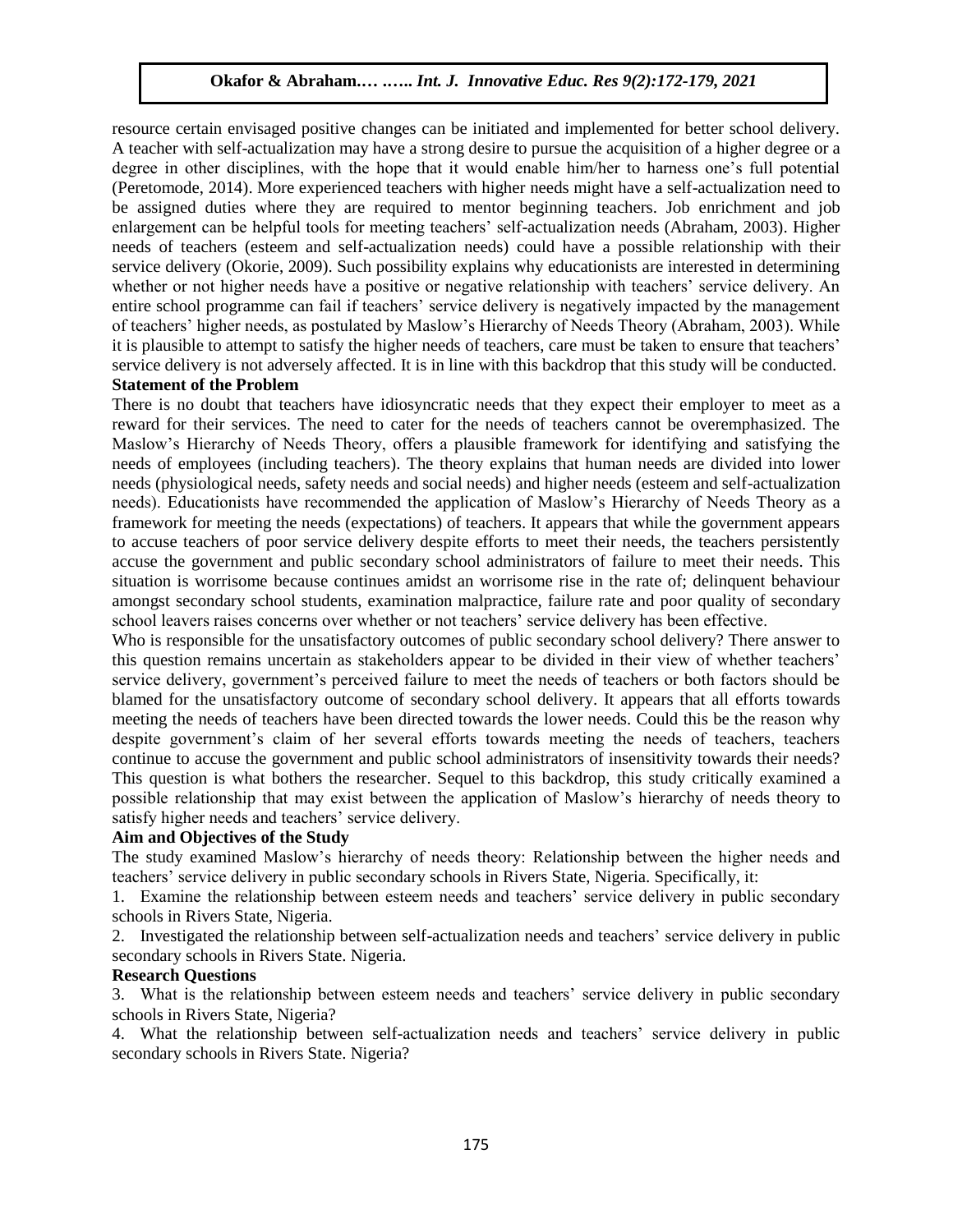resource certain envisaged positive changes can be initiated and implemented for better school delivery. A teacher with self-actualization may have a strong desire to pursue the acquisition of a higher degree or a degree in other disciplines, with the hope that it would enable him/her to harness one's full potential (Peretomode, 2014). More experienced teachers with higher needs might have a self-actualization need to be assigned duties where they are required to mentor beginning teachers. Job enrichment and job enlargement can be helpful tools for meeting teachers' self-actualization needs (Abraham, 2003). Higher needs of teachers (esteem and self-actualization needs) could have a possible relationship with their service delivery (Okorie, 2009). Such possibility explains why educationists are interested in determining whether or not higher needs have a positive or negative relationship with teachers' service delivery. An entire school programme can fail if teachers' service delivery is negatively impacted by the management of teachers' higher needs, as postulated by Maslow's Hierarchy of Needs Theory (Abraham, 2003). While it is plausible to attempt to satisfy the higher needs of teachers, care must be taken to ensure that teachers' service delivery is not adversely affected. It is in line with this backdrop that this study will be conducted.

**Statement of the Problem**

There is no doubt that teachers have idiosyncratic needs that they expect their employer to meet as a reward for their services. The need to cater for the needs of teachers cannot be overemphasized. The Maslow's Hierarchy of Needs Theory, offers a plausible framework for identifying and satisfying the needs of employees (including teachers). The theory explains that human needs are divided into lower needs (physiological needs, safety needs and social needs) and higher needs (esteem and self-actualization needs). Educationists have recommended the application of Maslow's Hierarchy of Needs Theory as a framework for meeting the needs (expectations) of teachers. It appears that while the government appears to accuse teachers of poor service delivery despite efforts to meet their needs, the teachers persistently accuse the government and public secondary school administrators of failure to meet their needs. This situation is worrisome because continues amidst an worrisome rise in the rate of; delinquent behaviour amongst secondary school students, examination malpractice, failure rate and poor quality of secondary school leavers raises concerns over whether or not teachers' service delivery has been effective.

Who is responsible for the unsatisfactory outcomes of public secondary school delivery? There answer to this question remains uncertain as stakeholders appear to be divided in their view of whether teachers' service delivery, government's perceived failure to meet the needs of teachers or both factors should be blamed for the unsatisfactory outcome of secondary school delivery. It appears that all efforts towards meeting the needs of teachers have been directed towards the lower needs. Could this be the reason why despite government's claim of her several efforts towards meeting the needs of teachers, teachers continue to accuse the government and public school administrators of insensitivity towards their needs? This question is what bothers the researcher. Sequel to this backdrop, this study critically examined a possible relationship that may exist between the application of Maslow's hierarchy of needs theory to satisfy higher needs and teachers' service delivery.

**Aim and Objectives of the Study**

The study examined Maslow's hierarchy of needs theory: Relationship between the higher needs and teachers' service delivery in public secondary schools in Rivers State, Nigeria. Specifically, it:

1. Examine the relationship between esteem needs and teachers' service delivery in public secondary schools in Rivers State, Nigeria.
2. Investigated the relationship between self-actualization needs and teachers' service delivery in public secondary schools in Rivers State. Nigeria.

**Research Questions**

3. What is the relationship between esteem needs and teachers' service delivery in public secondary schools in Rivers State, Nigeria?
4. What the relationship between self-actualization needs and teachers' service delivery in public secondary schools in Rivers State. Nigeria?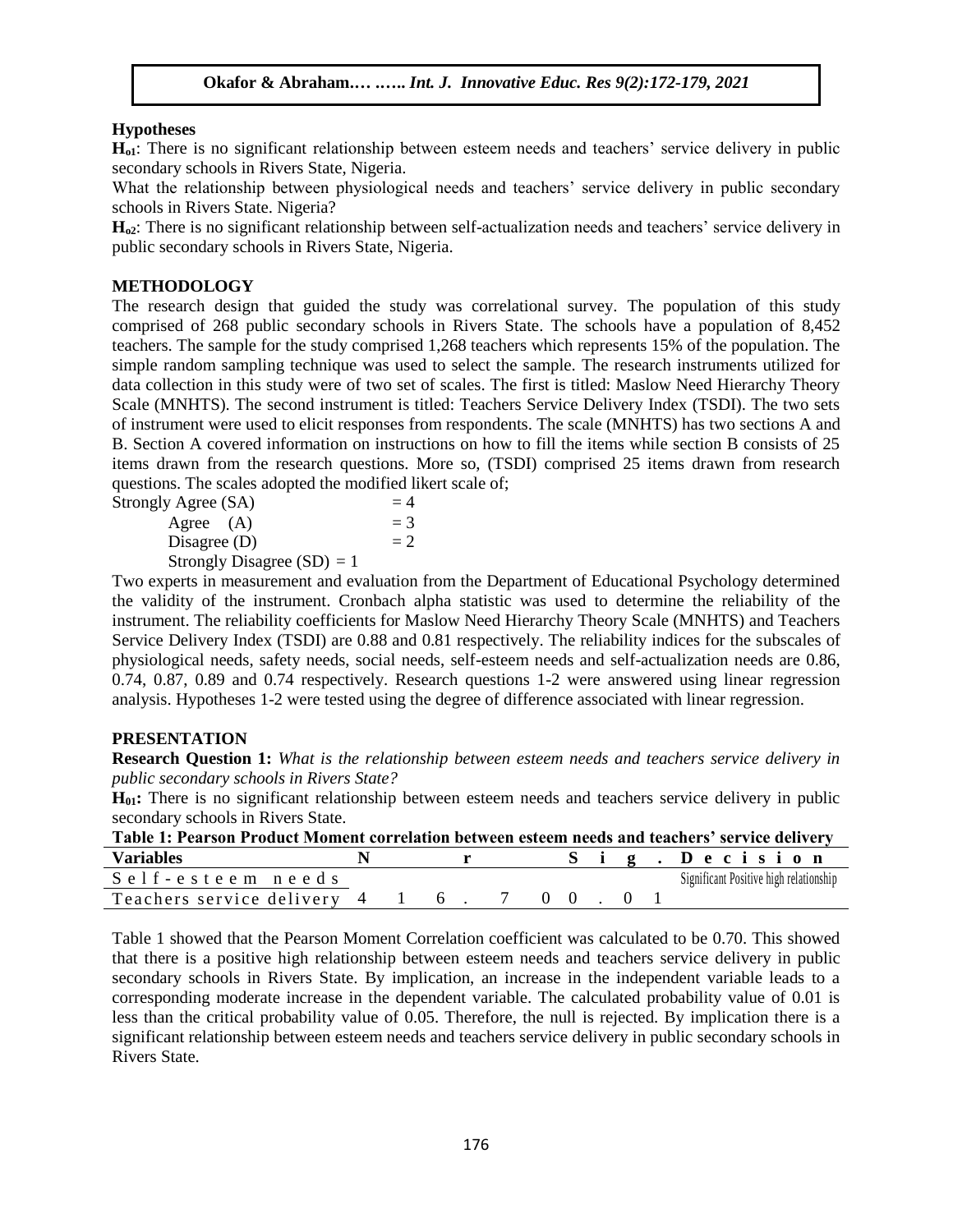## Hypotheses

**$H_{o1}$**: There is no significant relationship between esteem needs and teachers' service delivery in public secondary schools in Rivers State, Nigeria.

What the relationship between physiological needs and teachers' service delivery in public secondary schools in Rivers State. Nigeria?

**$H_{o2}$**: There is no significant relationship between self-actualization needs and teachers' service delivery in public secondary schools in Rivers State, Nigeria.

## METHODOLOGY

The research design that guided the study was correlational survey. The population of this study comprised of 268 public secondary schools in Rivers State. The schools have a population of 8,452 teachers. The sample for the study comprised 1,268 teachers which represents 15% of the population. The simple random sampling technique was used to select the sample. The research instruments utilized for data collection in this study were of two set of scales. The first is titled: Maslow Need Hierarchy Theory Scale (MNHTS). The second instrument is titled: Teachers Service Delivery Index (TSDI). The two sets of instrument were used to elicit responses from respondents. The scale (MNHTS) has two sections A and B. Section A covered information on instructions on how to fill the items while section B consists of 25 items drawn from the research questions. More so, (TSDI) comprised 25 items drawn from research questions. The scales adopted the modified likert scale of;

Strongly Agree (SA) = 4
Agree (A) = 3
Disagree (D) = 2
Strongly Disagree (SD) = 1

Two experts in measurement and evaluation from the Department of Educational Psychology determined the validity of the instrument. Cronbach alpha statistic was used to determine the reliability of the instrument. The reliability coefficients for Maslow Need Hierarchy Theory Scale (MNHTS) and Teachers Service Delivery Index (TSDI) are 0.88 and 0.81 respectively. The reliability indices for the subscales of physiological needs, safety needs, social needs, self-esteem needs and self-actualization needs are 0.86, 0.74, 0.87, 0.89 and 0.74 respectively. Research questions 1-2 were answered using linear regression analysis. Hypotheses 1-2 were tested using the degree of difference associated with linear regression.

## PRESENTATION

**Research Question 1:** *What is the relationship between esteem needs and teachers service delivery in public secondary schools in Rivers State?*

**$H_{01}$:** There is no significant relationship between esteem needs and teachers service delivery in public secondary schools in Rivers State.

**Table 1: Pearson Product Moment correlation between esteem needs and teachers' service delivery**

| Variables | N | r | Sig. | Decision |
|---|---|---|---|---|
| Self-esteem needs | | | | Significant Positive high relationship |
| Teachers service delivery | 416 | .70 | 0.01 | |

Table 1 showed that the Pearson Moment Correlation coefficient was calculated to be 0.70. This showed that there is a positive high relationship between esteem needs and teachers service delivery in public secondary schools in Rivers State. By implication, an increase in the independent variable leads to a corresponding moderate increase in the dependent variable. The calculated probability value of 0.01 is less than the critical probability value of 0.05. Therefore, the null is rejected. By implication there is a significant relationship between esteem needs and teachers service delivery in public secondary schools in Rivers State.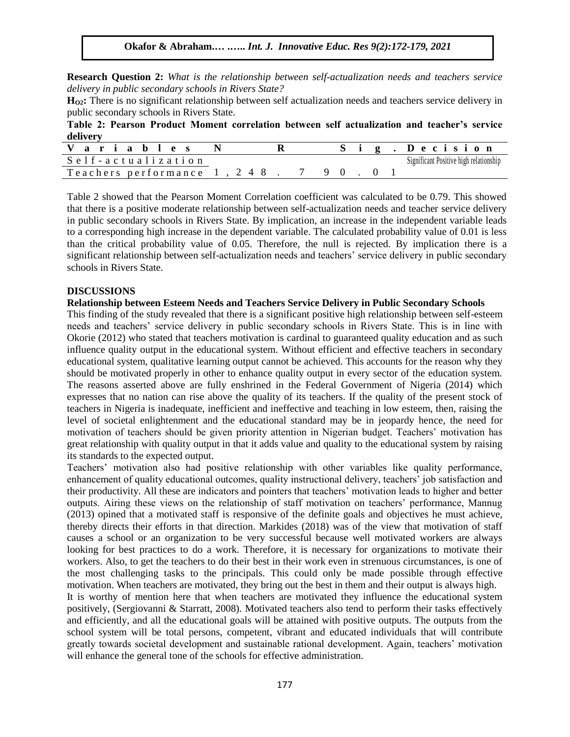**Research Question 2:** *What is the relationship between self-actualization needs and teachers service delivery in public secondary schools in Rivers State?*

**$H_{O2}$:** There is no significant relationship between self actualization needs and teachers service delivery in public secondary schools in Rivers State.

**Table 2: Pearson Product Moment correlation between self actualization and teacher's service delivery**

| Variables | N | R | Sig. | Decision |
|---|---|---|---|---|
| Self-actualization | | | | Significant Positive high relationship |
| Teachers performance | 1,248 | .79 | 0.01 | |

Table 2 showed that the Pearson Moment Correlation coefficient was calculated to be 0.79. This showed that there is a positive moderate relationship between self-actualization needs and teacher service delivery in public secondary schools in Rivers State. By implication, an increase in the independent variable leads to a corresponding high increase in the dependent variable. The calculated probability value of 0.01 is less than the critical probability value of 0.05. Therefore, the null is rejected. By implication there is a significant relationship between self-actualization needs and teachers' service delivery in public secondary schools in Rivers State.

## DISCUSSIONS

### Relationship between Esteem Needs and Teachers Service Delivery in Public Secondary Schools

This finding of the study revealed that there is a significant positive high relationship between self-esteem needs and teachers' service delivery in public secondary schools in Rivers State. This is in line with Okorie (2012) who stated that teachers motivation is cardinal to guaranteed quality education and as such influence quality output in the educational system. Without efficient and effective teachers in secondary educational system, qualitative learning output cannot be achieved. This accounts for the reason why they should be motivated properly in other to enhance quality output in every sector of the education system. The reasons asserted above are fully enshrined in the Federal Government of Nigeria (2014) which expresses that no nation can rise above the quality of its teachers. If the quality of the present stock of teachers in Nigeria is inadequate, inefficient and ineffective and teaching in low esteem, then, raising the level of societal enlightenment and the educational standard may be in jeopardy hence, the need for motivation of teachers should be given priority attention in Nigerian budget. Teachers' motivation has great relationship with quality output in that it adds value and quality to the educational system by raising its standards to the expected output.

Teachers' motivation also had positive relationship with other variables like quality performance, enhancement of quality educational outcomes, quality instructional delivery, teachers' job satisfaction and their productivity. All these are indicators and pointers that teachers' motivation leads to higher and better outputs. Airing these views on the relationship of staff motivation on teachers' performance, Mannug (2013) opined that a motivated staff is responsive of the definite goals and objectives he must achieve, thereby directs their efforts in that direction. Markides (2018) was of the view that motivation of staff causes a school or an organization to be very successful because well motivated workers are always looking for best practices to do a work. Therefore, it is necessary for organizations to motivate their workers. Also, to get the teachers to do their best in their work even in strenuous circumstances, is one of the most challenging tasks to the principals. This could only be made possible through effective motivation. When teachers are motivated, they bring out the best in them and their output is always high.

It is worthy of mention here that when teachers are motivated they influence the educational system positively, (Sergiovanni & Starratt, 2008). Motivated teachers also tend to perform their tasks effectively and efficiently, and all the educational goals will be attained with positive outputs. The outputs from the school system will be total persons, competent, vibrant and educated individuals that will contribute greatly towards societal development and sustainable rational development. Again, teachers' motivation will enhance the general tone of the schools for effective administration.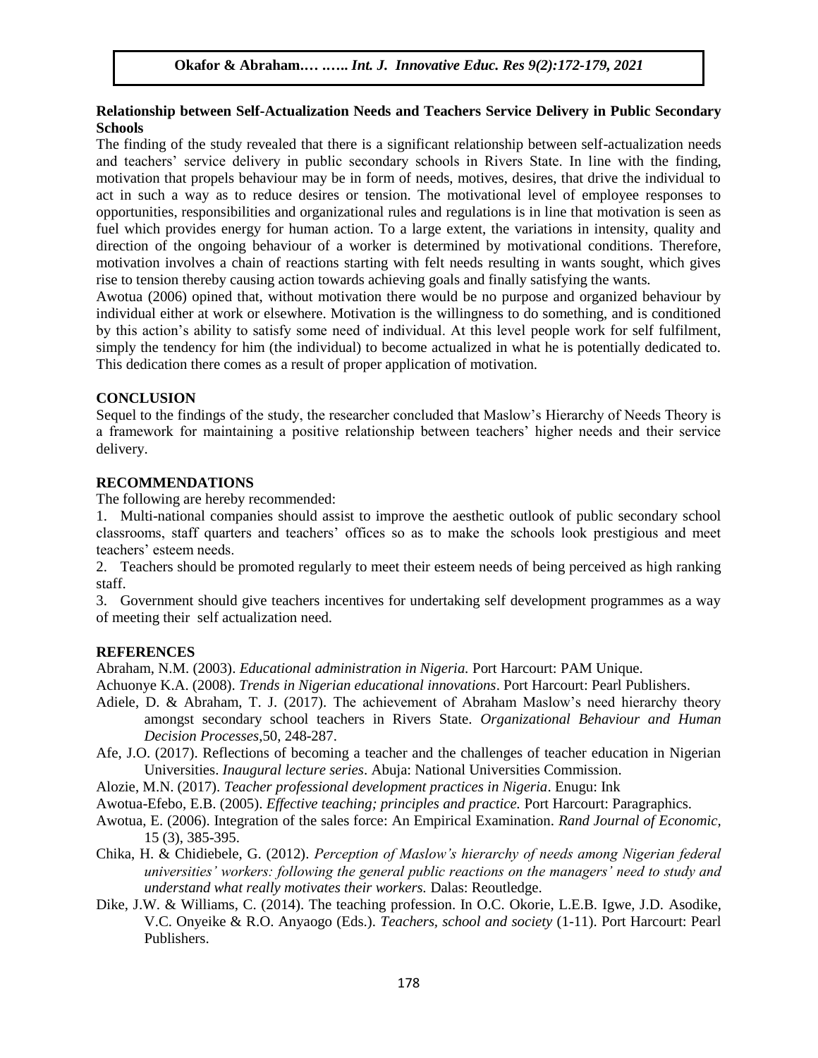**Relationship between Self-Actualization Needs and Teachers Service Delivery in Public Secondary Schools**

The finding of the study revealed that there is a significant relationship between self-actualization needs and teachers' service delivery in public secondary schools in Rivers State. In line with the finding, motivation that propels behaviour may be in form of needs, motives, desires, that drive the individual to act in such a way as to reduce desires or tension. The motivational level of employee responses to opportunities, responsibilities and organizational rules and regulations is in line that motivation is seen as fuel which provides energy for human action. To a large extent, the variations in intensity, quality and direction of the ongoing behaviour of a worker is determined by motivational conditions. Therefore, motivation involves a chain of reactions starting with felt needs resulting in wants sought, which gives rise to tension thereby causing action towards achieving goals and finally satisfying the wants.

Awotua (2006) opined that, without motivation there would be no purpose and organized behaviour by individual either at work or elsewhere. Motivation is the willingness to do something, and is conditioned by this action's ability to satisfy some need of individual. At this level people work for self fulfilment, simply the tendency for him (the individual) to become actualized in what he is potentially dedicated to. This dedication there comes as a result of proper application of motivation.

## CONCLUSION

Sequel to the findings of the study, the researcher concluded that Maslow's Hierarchy of Needs Theory is a framework for maintaining a positive relationship between teachers' higher needs and their service delivery.

## RECOMMENDATIONS

The following are hereby recommended:

1. Multi-national companies should assist to improve the aesthetic outlook of public secondary school classrooms, staff quarters and teachers' offices so as to make the schools look prestigious and meet teachers' esteem needs.
2. Teachers should be promoted regularly to meet their esteem needs of being perceived as high ranking staff.
3. Government should give teachers incentives for undertaking self development programmes as a way of meeting their self actualization need.

## REFERENCES

Abraham, N.M. (2003). *Educational administration in Nigeria.* Port Harcourt: PAM Unique.

Achuonye K.A. (2008). *Trends in Nigerian educational innovations*. Port Harcourt: Pearl Publishers.

Adiele, D. & Abraham, T. J. (2017). The achievement of Abraham Maslow's need hierarchy theory amongst secondary school teachers in Rivers State. *Organizational Behaviour and Human Decision Processes,*50, 248-287.

Afe, J.O. (2017). Reflections of becoming a teacher and the challenges of teacher education in Nigerian Universities. *Inaugural lecture series*. Abuja: National Universities Commission.

Alozie, M.N. (2017). *Teacher professional development practices in Nigeria*. Enugu: Ink

Awotua-Efebo, E.B. (2005). *Effective teaching; principles and practice.* Port Harcourt: Paragraphics.

Awotua, E. (2006). Integration of the sales force: An Empirical Examination. *Rand Journal of Economic,* 15 (3), 385-395.

Chika, H. & Chidiebele, G. (2012). *Perception of Maslow's hierarchy of needs among Nigerian federal universities' workers: following the general public reactions on the managers' need to study and understand what really motivates their workers.* Dalas: Reoutledge.

Dike, J.W. & Williams, C. (2014). The teaching profession. In O.C. Okorie, L.E.B. Igwe, J.D. Asodike, V.C. Onyeike & R.O. Anyaogo (Eds.). *Teachers, school and society* (1-11). Port Harcourt: Pearl Publishers.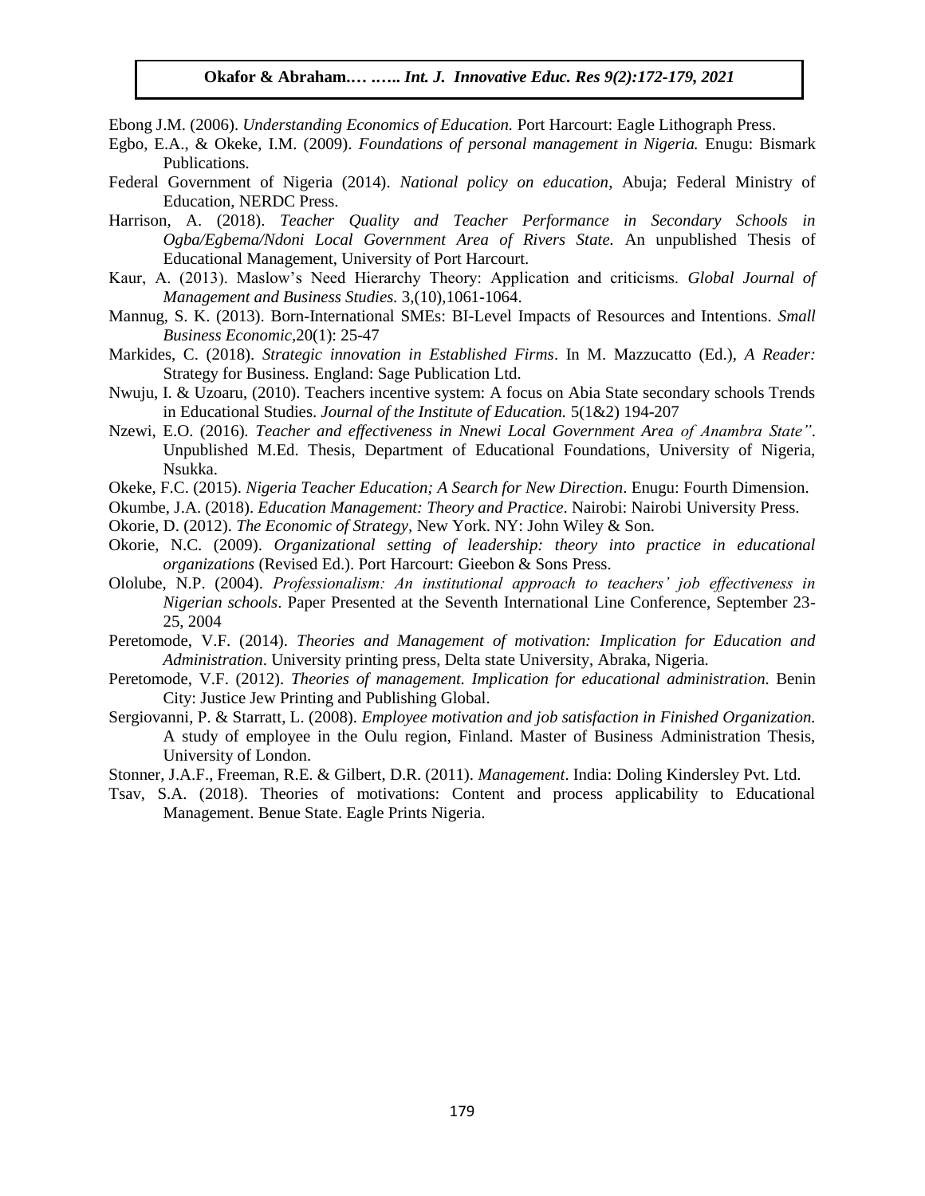Ebong J.M. (2006). *Understanding Economics of Education.* Port Harcourt: Eagle Lithograph Press.

Egbo, E.A., & Okeke, I.M. (2009). *Foundations of personal management in Nigeria.* Enugu: Bismark Publications.

Federal Government of Nigeria (2014). *National policy on education*, Abuja; Federal Ministry of Education, NERDC Press.

Harrison, A. (2018). *Teacher Quality and Teacher Performance in Secondary Schools in Ogba/Egbema/Ndoni Local Government Area of Rivers State.* An unpublished Thesis of Educational Management, University of Port Harcourt.

Kaur, A. (2013). Maslow's Need Hierarchy Theory: Application and criticisms. *Global Journal of Management and Business Studies.* 3,(10),1061-1064.

Mannug, S. K. (2013). Born-International SMEs: BI-Level Impacts of Resources and Intentions. *Small Business Economic*,20(1): 25-47

Markides, C. (2018). *Strategic innovation in Established Firms*. In M. Mazzucatto (Ed.), *A Reader:* Strategy for Business. England: Sage Publication Ltd.

Nwuju, I. & Uzoaru, (2010). Teachers incentive system: A focus on Abia State secondary schools Trends in Educational Studies. *Journal of the Institute of Education.* 5(1&2) 194-207

Nzewi, E.O. (2016). *Teacher and effectiveness in Nnewi Local Government Area of Anambra State"*. Unpublished M.Ed. Thesis, Department of Educational Foundations, University of Nigeria, Nsukka.

Okeke, F.C. (2015). *Nigeria Teacher Education; A Search for New Direction*. Enugu: Fourth Dimension.

Okumbe, J.A. (2018). *Education Management: Theory and Practice*. Nairobi: Nairobi University Press.

Okorie, D. (2012). *The Economic of Strategy*, New York. NY: John Wiley & Son.

Okorie, N.C. (2009). *Organizational setting of leadership: theory into practice in educational organizations* (Revised Ed.). Port Harcourt: Gieebon & Sons Press.

Ololube, N.P. (2004). *Professionalism: An institutional approach to teachers' job effectiveness in Nigerian schools*. Paper Presented at the Seventh International Line Conference, September 23-25, 2004

Peretomode, V.F. (2014). *Theories and Management of motivation: Implication for Education and Administration*. University printing press, Delta state University, Abraka, Nigeria.

Peretomode, V.F. (2012). *Theories of management. Implication for educational administration.* Benin City: Justice Jew Printing and Publishing Global.

Sergiovanni, P. & Starratt, L. (2008). *Employee motivation and job satisfaction in Finished Organization.* A study of employee in the Oulu region, Finland. Master of Business Administration Thesis, University of London.

Stonner, J.A.F., Freeman, R.E. & Gilbert, D.R. (2011). *Management*. India: Doling Kindersley Pvt. Ltd.

Tsav, S.A. (2018). Theories of motivations: Content and process applicability to Educational Management. Benue State. Eagle Prints Nigeria.